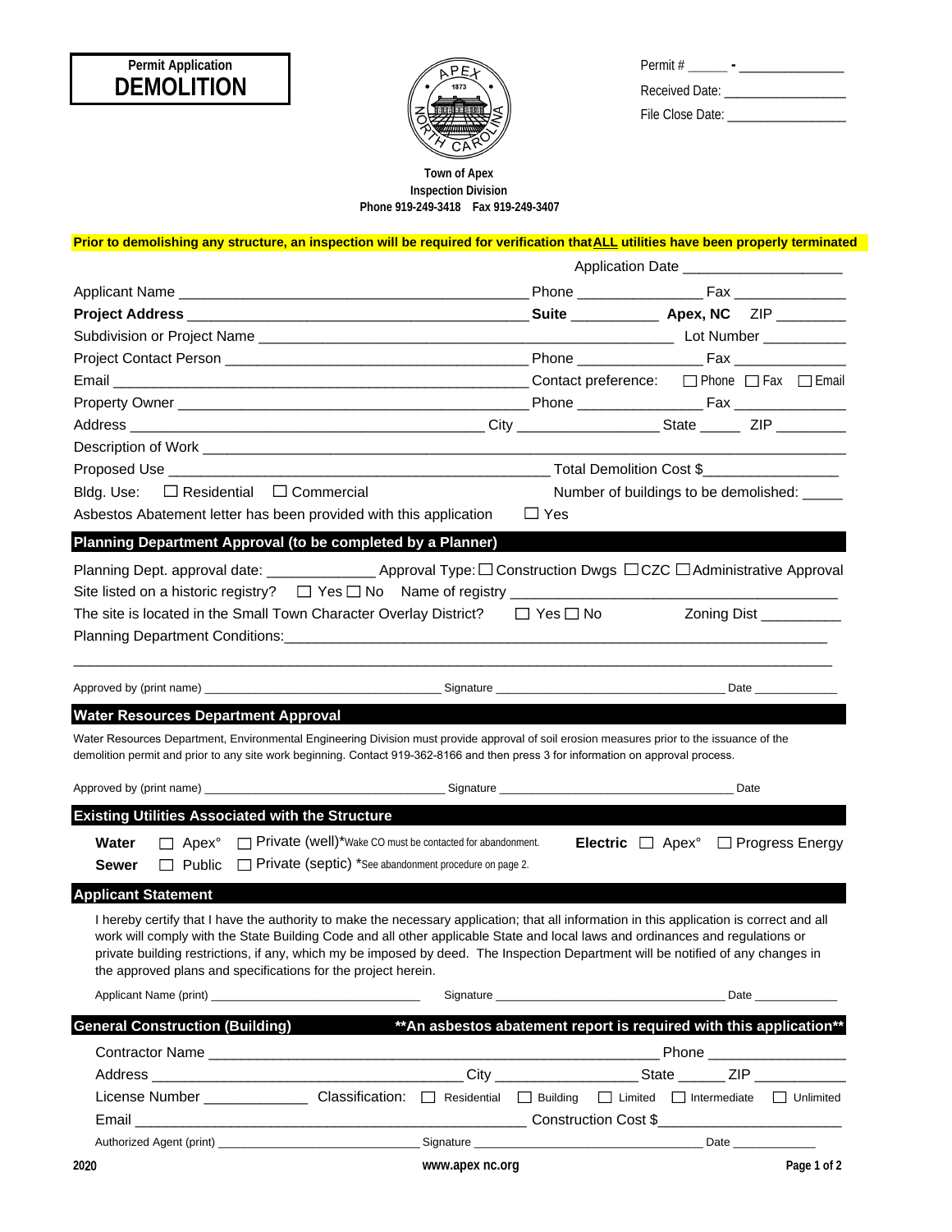**Permit Application**
# DEMOLITION

Permit # ______ - _______________

Received Date: __________________

File Close Date: __________________

**Town of Apex**
**Inspection Division**
**Phone 919-249-3418 Fax 919-249-3407**

**Prior to demolishing any structure, an inspection will be required for verification that ALL utilities have been properly terminated**

Application Date ____________________

Applicant Name __________________________________________ Phone ________________ Fax ______________

**Project Address** __________________________________________ **Suite** ___________ **Apex, NC** ZIP ________

Subdivision or Project Name ______________________________________________________ Lot Number __________

Project Contact Person ____________________________________ Phone ________________ Fax ______________

Email ____________________________________________________ Contact preference: ☐ Phone ☐ Fax ☐ Email

Property Owner ___________________________________________ Phone ________________ Fax ______________

Address _____________________________________________ City _________________ State _____ ZIP ________

Description of Work ______________________________________________________________________________

Proposed Use ________________________________________________ Total Demolition Cost $_________________

Bldg. Use: ☐ Residential ☐ Commercial Number of buildings to be demolished: _____

Asbestos Abatement letter has been provided with this application ☐ Yes

## Planning Department Approval (to be completed by a Planner)

Planning Dept. approval date: _____________ Approval Type: ☐ Construction Dwgs ☐ CZC ☐ Administrative Approval

Site listed on a historic registry? ☐ Yes ☐ No Name of registry ________________________________________

The site is located in the Small Town Character Overlay District? ☐ Yes ☐ No Zoning Dist __________

Planning Department Conditions:_____________________________________________________________________

______________________________________________________________________________________________

Approved by (print name) ___________________________________ Signature ___________________________________ Date _____________

## Water Resources Department Approval

Water Resources Department, Environmental Engineering Division must provide approval of soil erosion measures prior to the issuance of the demolition permit and prior to any site work beginning. Contact 919-362-8166 and then press 3 for information on approval process.

Approved by (print name) ___________________________________ Signature ___________________________________ Date

## Existing Utilities Associated with the Structure

**Water** ☐ Apex° ☐ Private (well)*Wake CO must be contacted for abandonment. **Electric** ☐ Apex° ☐ Progress Energy

**Sewer** ☐ Public ☐ Private (septic) *See abandonment procedure on page 2.

## Applicant Statement

I hereby certify that I have the authority to make the necessary application; that all information in this application is correct and all work will comply with the State Building Code and all other applicable State and local laws and ordinances and regulations or private building restrictions, if any, which my be imposed by deed. The Inspection Department will be notified of any changes in the approved plans and specifications for the project herein.

Applicant Name (print) ______________________________ Signature ___________________________________ Date _____________

## General Construction (Building) **An asbestos abatement report is required with this application**

Contractor Name ____________________________________________________________ Phone _________________

Address _____________________________________ City _________________ State ______ ZIP ___________

License Number _____________ Classification: ☐ Residential ☐ Building ☐ Limited ☐ Intermediate ☐ Unlimited

Email _____________________________________________ Construction Cost $_______________________

Authorized Agent (print) ______________________________ Signature ___________________________________ Date _____________

2020 www.apex nc.org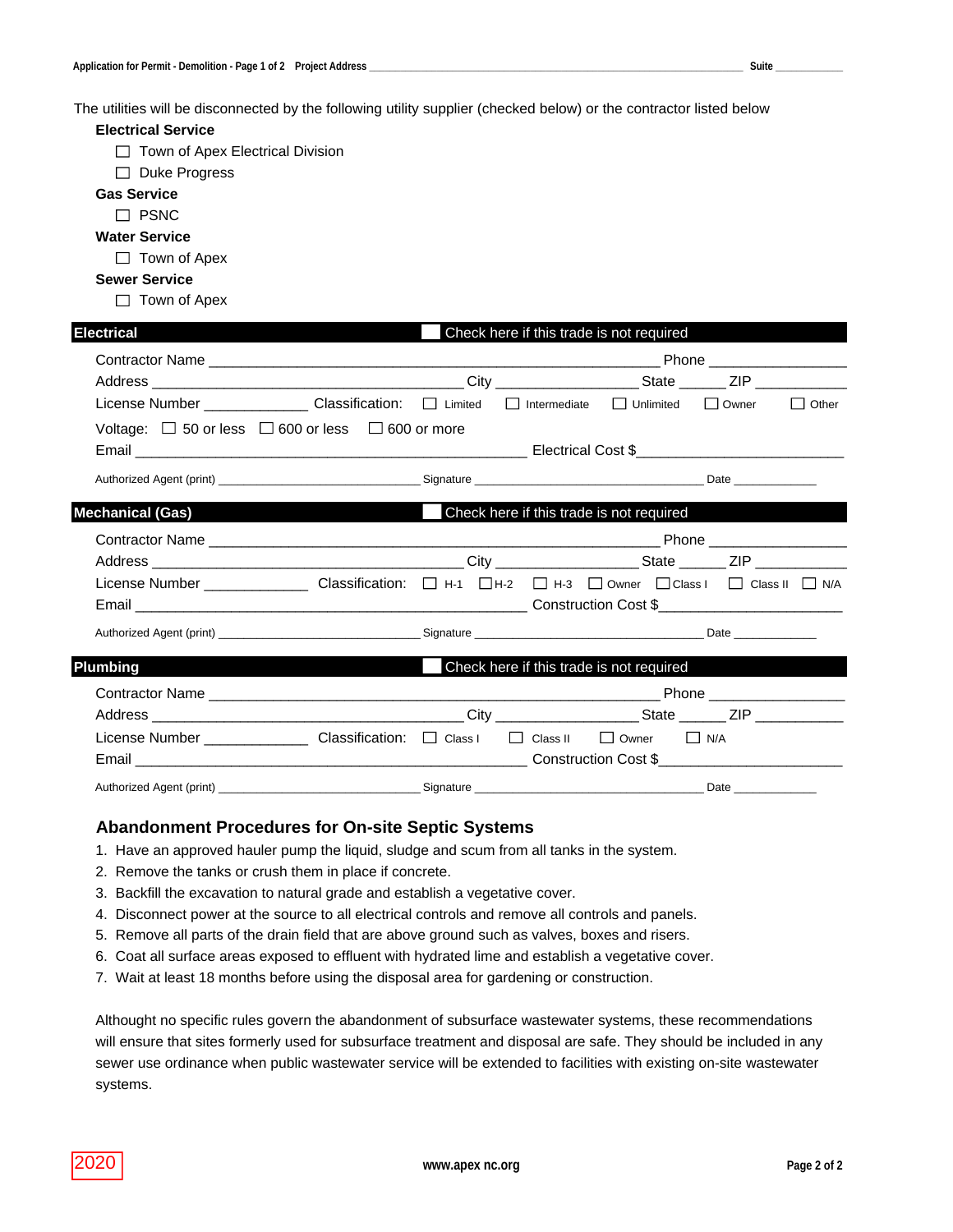The utilities will be disconnected by the following utility supplier (checked below) or the contractor listed below

**Electrical Service**

- ☐ Town of Apex Electrical Division
- ☐ Duke Progress

**Gas Service**

- ☐ PSNC

**Water Service**

- ☐ Town of Apex

**Sewer Service**

- ☐ Town of Apex

## Electrical

☐ Check here if this trade is not required

Contractor Name ______________________________________________ Phone ________________

Address __________________________________ City ________________ State ______ ZIP ___________

License Number ____________ Classification: ☐ Limited ☐ Intermediate ☐ Unlimited ☐ Owner ☐ Other

Voltage: ☐ 50 or less ☐ 600 or less ☐ 600 or more

Email ____________________________________________ Electrical Cost $________________________

Authorized Agent (print) ____________________________ Signature ________________________________ Date ____________

## Mechanical (Gas)

☐ Check here if this trade is not required

Contractor Name ______________________________________________ Phone ________________

Address __________________________________ City ________________ State ______ ZIP ___________

License Number ____________ Classification: ☐ H-1 ☐ H-2 ☐ H-3 ☐ Owner ☐ Class I ☐ Class II ☐ N/A

Email ____________________________________________ Construction Cost $______________________

Authorized Agent (print) ____________________________ Signature ________________________________ Date ____________

## Plumbing

☐ Check here if this trade is not required

Contractor Name ______________________________________________ Phone ________________

Address __________________________________ City ________________ State ______ ZIP ___________

License Number ____________ Classification: ☐ Class I ☐ Class II ☐ Owner ☐ N/A

Email ____________________________________________ Construction Cost $______________________

Authorized Agent (print) ____________________________ Signature ________________________________ Date ____________

## Abandonment Procedures for On-site Septic Systems

1. Have an approved hauler pump the liquid, sludge and scum from all tanks in the system.
2. Remove the tanks or crush them in place if concrete.
3. Backfill the excavation to natural grade and establish a vegetative cover.
4. Disconnect power at the source to all electrical controls and remove all controls and panels.
5. Remove all parts of the drain field that are above ground such as valves, boxes and risers.
6. Coat all surface areas exposed to effluent with hydrated lime and establish a vegetative cover.
7. Wait at least 18 months before using the disposal area for gardening or construction.

Althought no specific rules govern the abandonment of subsurface wastewater systems, these recommendations will ensure that sites formerly used for subsurface treatment and disposal are safe. They should be included in any sewer use ordinance when public wastewater service will be extended to facilities with existing on-site wastewater systems.

2020